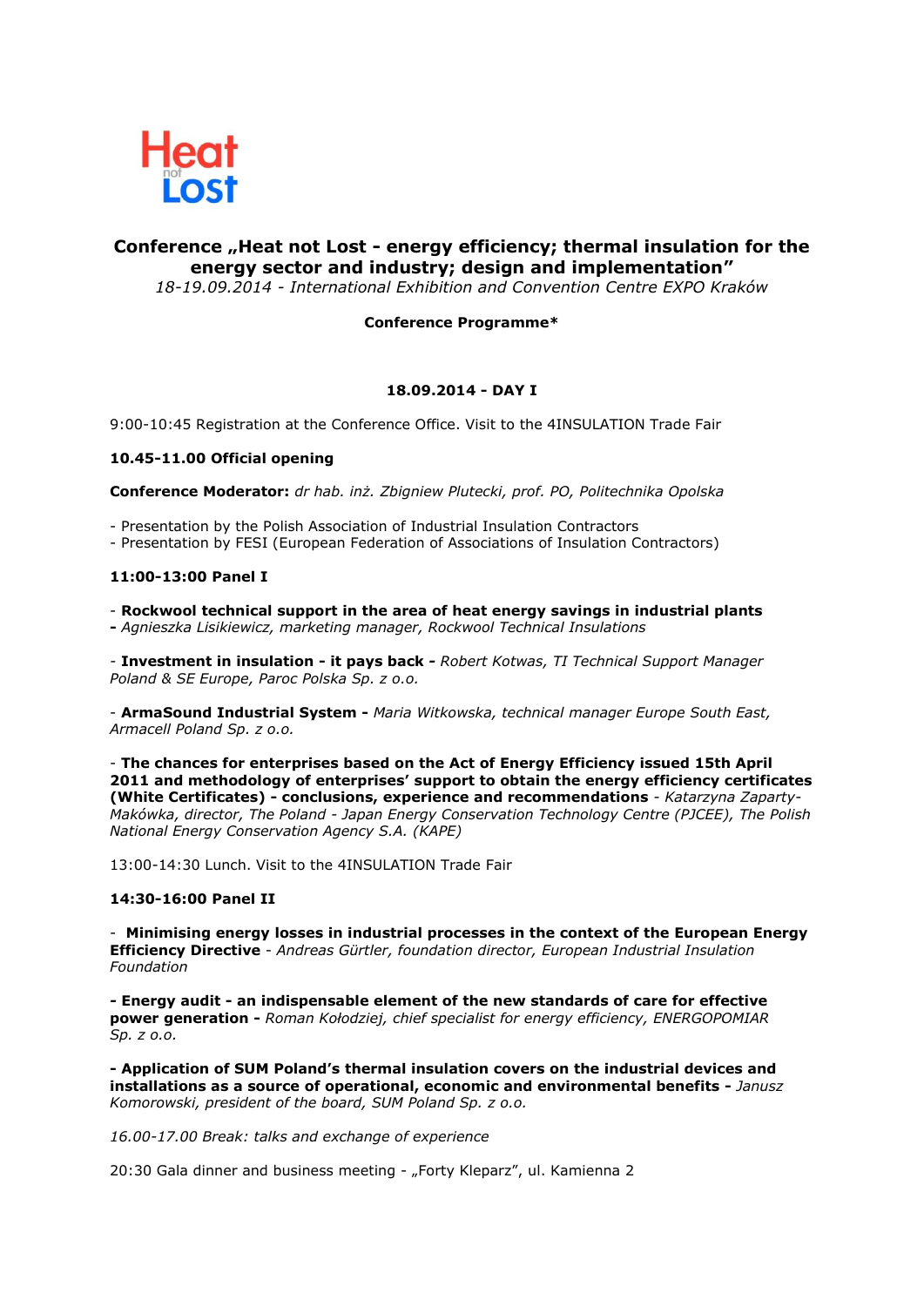Heat not Lost

# Conference „Heat not Lost - energy efficiency; thermal insulation for the energy sector and industry; design and implementation"

*18-19.09.2014 - International Exhibition and Convention Centre EXPO Kraków*

**Conference Programme***

## 18.09.2014 - DAY I

9:00-10:45 Registration at the Conference Office. Visit to the 4INSULATION Trade Fair

**10.45-11.00 Official opening**

**Conference Moderator:** *dr hab. inż. Zbigniew Plutecki, prof. PO, Politechnika Opolska*

- Presentation by the Polish Association of Industrial Insulation Contractors
- Presentation by FESI (European Federation of Associations of Insulation Contractors)

**11:00-13:00 Panel I**

- **Rockwool technical support in the area of heat energy savings in industrial plants** **-** *Agnieszka Lisikiewicz, marketing manager, Rockwool Technical Insulations*

- **Investment in insulation - it pays back -** *Robert Kotwas, TI Technical Support Manager Poland & SE Europe, Paroc Polska Sp. z o.o.*

- **ArmaSound Industrial System -** *Maria Witkowska, technical manager Europe South East, Armacell Poland Sp. z o.o.*

- **The chances for enterprises based on the Act of Energy Efficiency issued 15th April 2011 and methodology of enterprises' support to obtain the energy efficiency certificates (White Certificates) - conclusions, experience and recommendations** - *Katarzyna Zaparty-Makówka, director, The Poland - Japan Energy Conservation Technology Centre (PJCEE), The Polish National Energy Conservation Agency S.A. (KAPE)*

13:00-14:30 Lunch. Visit to the 4INSULATION Trade Fair

**14:30-16:00 Panel II**

- **Minimising energy losses in industrial processes in the context of the European Energy Efficiency Directive** - *Andreas Gürtler, foundation director, European Industrial Insulation Foundation*

**- Energy audit - an indispensable element of the new standards of care for effective power generation -** *Roman Kołodziej, chief specialist for energy efficiency, ENERGOPOMIAR Sp. z o.o.*

**- Application of SUM Poland's thermal insulation covers on the industrial devices and installations as a source of operational, economic and environmental benefits -** *Janusz Komorowski, president of the board, SUM Poland Sp. z o.o.*

*16.00-17.00 Break: talks and exchange of experience*

20:30 Gala dinner and business meeting - „Forty Kleparz", ul. Kamienna 2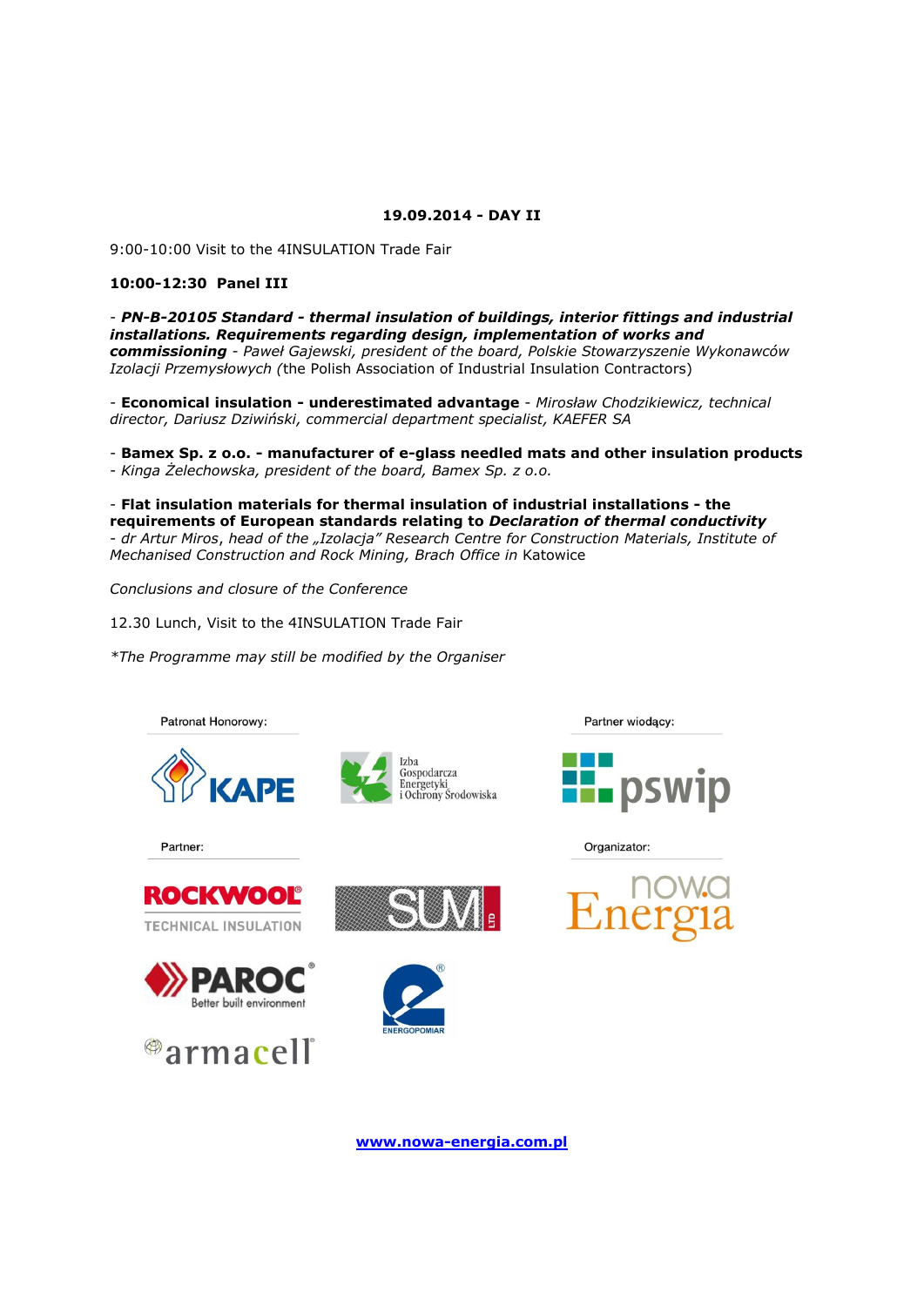**19.09.2014 - DAY II**

9:00-10:00 Visit to the 4INSULATION Trade Fair

**10:00-12:30 Panel III**

- ***PN-B-20105 Standard - thermal insulation of buildings, interior fittings and industrial installations. Requirements regarding design, implementation of works and commissioning*** - *Paweł Gajewski, president of the board, Polskie Stowarzyszenie Wykonawców Izolacji Przemysłowych (*the Polish Association of Industrial Insulation Contractors)

- **Economical insulation - underestimated advantage** - *Mirosław Chodzikiewicz, technical director, Dariusz Dziwiński, commercial department specialist, KAEFER SA*

- **Bamex Sp. z o.o. - manufacturer of e-glass needled mats and other insulation products** - *Kinga Żelechowska, president of the board, Bamex Sp. z o.o.*

- **Flat insulation materials for thermal insulation of industrial installations - the requirements of European standards relating to *Declaration of thermal conductivity*** - *dr Artur Miros, head of the „Izolacja" Research Centre for Construction Materials, Institute of Mechanised Construction and Rock Mining, Brach Office in* Katowice

*Conclusions and closure of the Conference*

12.30 Lunch, Visit to the 4INSULATION Trade Fair

*\*The Programme may still be modified by the Organiser*

Patronat Honorowy:

KAPE

Izba Gospodarcza Energetyki i Ochrony Środowiska

Partner wiodący:

pswip

Partner:

ROCKWOOL TECHNICAL INSULATION

SUM LTD

PAROC Better built environment

ENERGOPOMIAR

armacell

Organizator:

nowa Energia

www.nowa-energia.com.pl